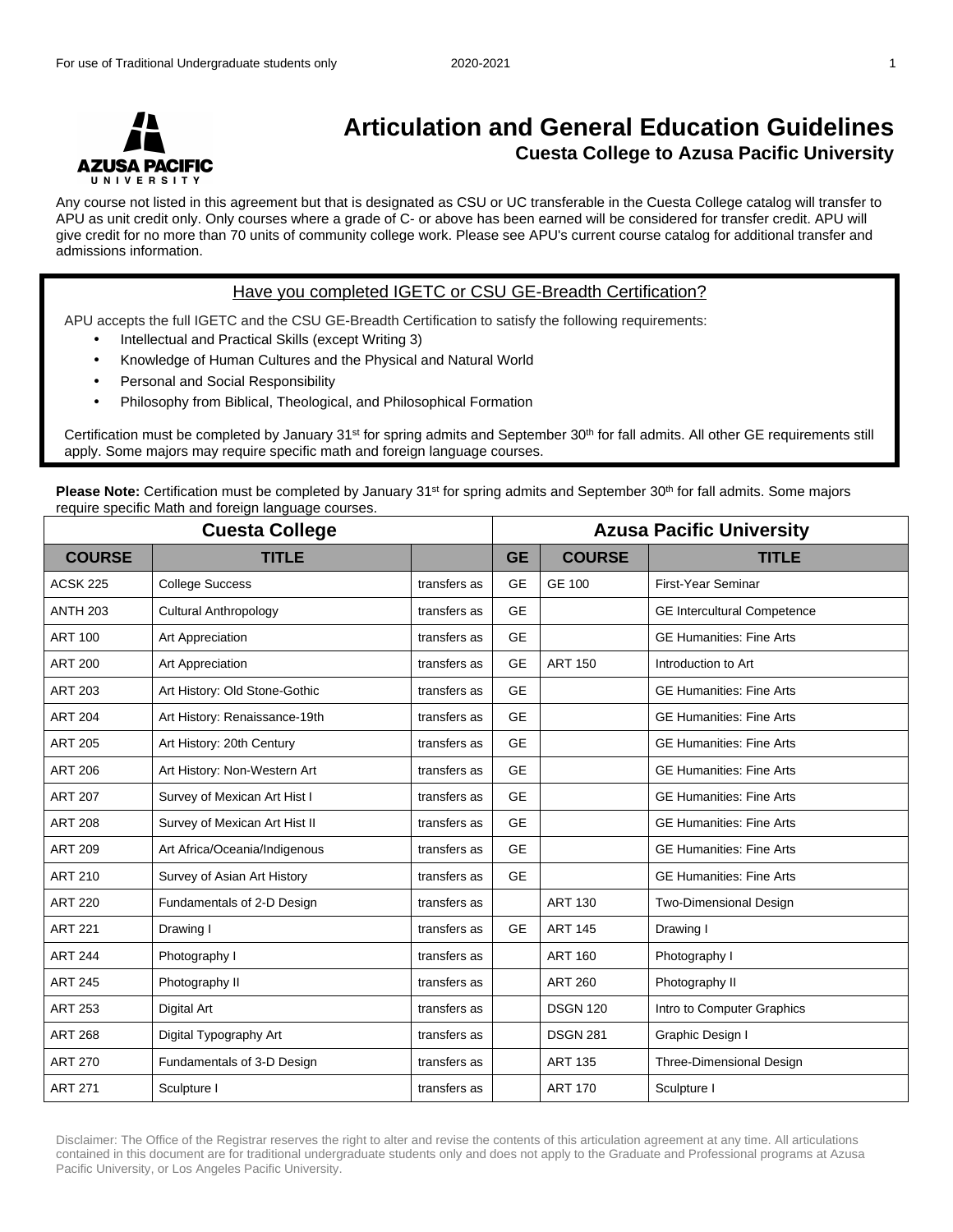# Articulation and General Education Guidelines

## Cuesta College to Azusa Pacific University

Any course not listed in this agreement but that is designated as CSU or UC transferable in the Cuesta College catalog will transfer to APU as unit credit only. Only courses where a grade of C- or above has been earned will be considered for transfer credit. APU will give credit for no more than 70 units of community college work. Please see APU's current course catalog for additional transfer and admissions information.

### Have you completed IGETC or CSU GE-Breadth Certification?

APU accepts the full IGETC and the CSU GE-Breadth Certification to satisfy the following requirements:

- Intellectual and Practical Skills (except Writing 3)
- Knowledge of Human Cultures and the Physical and Natural World
- Personal and Social Responsibility
- Philosophy from Biblical, Theological, and Philosophical Formation

Certification must be completed by January 31st for spring admits and September 30th for fall admits. All other GE requirements still apply. Some majors may require specific math and foreign language courses.

**Please Note:** Certification must be completed by January 31st for spring admits and September 30th for fall admits. Some majors require specific Math and foreign language courses.

| Cuesta College | | | Azusa Pacific University | | |
|---|---|---|---|---|---|
| **COURSE** | **TITLE** | | **GE** | **COURSE** | **TITLE** |
| ACSK 225 | College Success | transfers as | GE | GE 100 | First-Year Seminar |
| ANTH 203 | Cultural Anthropology | transfers as | GE | | GE Intercultural Competence |
| ART 100 | Art Appreciation | transfers as | GE | | GE Humanities: Fine Arts |
| ART 200 | Art Appreciation | transfers as | GE | ART 150 | Introduction to Art |
| ART 203 | Art History: Old Stone-Gothic | transfers as | GE | | GE Humanities: Fine Arts |
| ART 204 | Art History: Renaissance-19th | transfers as | GE | | GE Humanities: Fine Arts |
| ART 205 | Art History: 20th Century | transfers as | GE | | GE Humanities: Fine Arts |
| ART 206 | Art History: Non-Western Art | transfers as | GE | | GE Humanities: Fine Arts |
| ART 207 | Survey of Mexican Art Hist I | transfers as | GE | | GE Humanities: Fine Arts |
| ART 208 | Survey of Mexican Art Hist II | transfers as | GE | | GE Humanities: Fine Arts |
| ART 209 | Art Africa/Oceania/Indigenous | transfers as | GE | | GE Humanities: Fine Arts |
| ART 210 | Survey of Asian Art History | transfers as | GE | | GE Humanities: Fine Arts |
| ART 220 | Fundamentals of 2-D Design | transfers as | | ART 130 | Two-Dimensional Design |
| ART 221 | Drawing I | transfers as | GE | ART 145 | Drawing I |
| ART 244 | Photography I | transfers as | | ART 160 | Photography I |
| ART 245 | Photography II | transfers as | | ART 260 | Photography II |
| ART 253 | Digital Art | transfers as | | DSGN 120 | Intro to Computer Graphics |
| ART 268 | Digital Typography Art | transfers as | | DSGN 281 | Graphic Design I |
| ART 270 | Fundamentals of 3-D Design | transfers as | | ART 135 | Three-Dimensional Design |
| ART 271 | Sculpture I | transfers as | | ART 170 | Sculpture I |

Disclaimer: The Office of the Registrar reserves the right to alter and revise the contents of this articulation agreement at any time. All articulations contained in this document are for traditional undergraduate students only and does not apply to the Graduate and Professional programs at Azusa Pacific University, or Los Angeles Pacific University.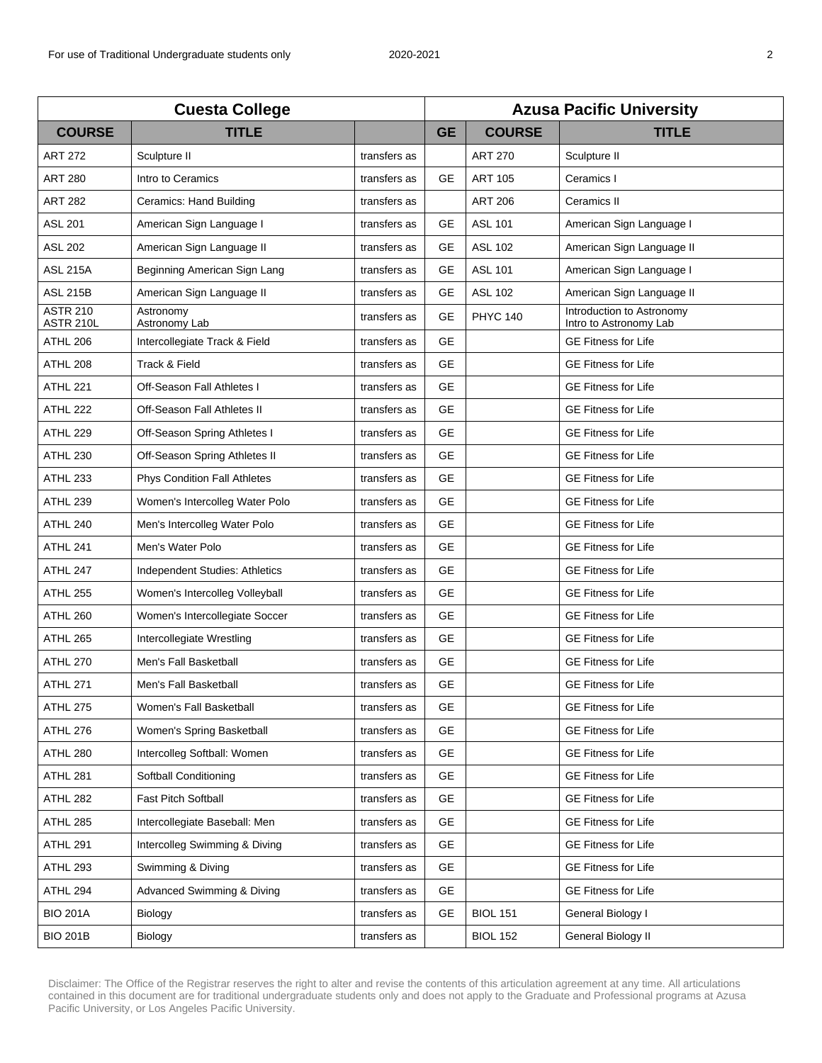| Cuesta College | | | Azusa Pacific University | | |
|---|---|---|---|---|---|
| **COURSE** | **TITLE** | | **GE** | **COURSE** | **TITLE** |
| ART 272 | Sculpture II | transfers as | | ART 270 | Sculpture II |
| ART 280 | Intro to Ceramics | transfers as | GE | ART 105 | Ceramics I |
| ART 282 | Ceramics: Hand Building | transfers as | | ART 206 | Ceramics II |
| ASL 201 | American Sign Language I | transfers as | GE | ASL 101 | American Sign Language I |
| ASL 202 | American Sign Language II | transfers as | GE | ASL 102 | American Sign Language II |
| ASL 215A | Beginning American Sign Lang | transfers as | GE | ASL 101 | American Sign Language I |
| ASL 215B | American Sign Language II | transfers as | GE | ASL 102 | American Sign Language II |
| ASTR 210<br>ASTR 210L | Astronomy<br>Astronomy Lab | transfers as | GE | PHYC 140 | Introduction to Astronomy<br>Intro to Astronomy Lab |
| ATHL 206 | Intercollegiate Track & Field | transfers as | GE | | GE Fitness for Life |
| ATHL 208 | Track & Field | transfers as | GE | | GE Fitness for Life |
| ATHL 221 | Off-Season Fall Athletes I | transfers as | GE | | GE Fitness for Life |
| ATHL 222 | Off-Season Fall Athletes II | transfers as | GE | | GE Fitness for Life |
| ATHL 229 | Off-Season Spring Athletes I | transfers as | GE | | GE Fitness for Life |
| ATHL 230 | Off-Season Spring Athletes II | transfers as | GE | | GE Fitness for Life |
| ATHL 233 | Phys Condition Fall Athletes | transfers as | GE | | GE Fitness for Life |
| ATHL 239 | Women's Intercolleg Water Polo | transfers as | GE | | GE Fitness for Life |
| ATHL 240 | Men's Intercolleg Water Polo | transfers as | GE | | GE Fitness for Life |
| ATHL 241 | Men's Water Polo | transfers as | GE | | GE Fitness for Life |
| ATHL 247 | Independent Studies: Athletics | transfers as | GE | | GE Fitness for Life |
| ATHL 255 | Women's Intercolleg Volleyball | transfers as | GE | | GE Fitness for Life |
| ATHL 260 | Women's Intercollegiate Soccer | transfers as | GE | | GE Fitness for Life |
| ATHL 265 | Intercollegiate Wrestling | transfers as | GE | | GE Fitness for Life |
| ATHL 270 | Men's Fall Basketball | transfers as | GE | | GE Fitness for Life |
| ATHL 271 | Men's Fall Basketball | transfers as | GE | | GE Fitness for Life |
| ATHL 275 | Women's Fall Basketball | transfers as | GE | | GE Fitness for Life |
| ATHL 276 | Women's Spring Basketball | transfers as | GE | | GE Fitness for Life |
| ATHL 280 | Intercolleg Softball: Women | transfers as | GE | | GE Fitness for Life |
| ATHL 281 | Softball Conditioning | transfers as | GE | | GE Fitness for Life |
| ATHL 282 | Fast Pitch Softball | transfers as | GE | | GE Fitness for Life |
| ATHL 285 | Intercollegiate Baseball: Men | transfers as | GE | | GE Fitness for Life |
| ATHL 291 | Intercolleg Swimming & Diving | transfers as | GE | | GE Fitness for Life |
| ATHL 293 | Swimming & Diving | transfers as | GE | | GE Fitness for Life |
| ATHL 294 | Advanced Swimming & Diving | transfers as | GE | | GE Fitness for Life |
| BIO 201A | Biology | transfers as | GE | BIOL 151 | General Biology I |
| BIO 201B | Biology | transfers as | | BIOL 152 | General Biology II |

Disclaimer: The Office of the Registrar reserves the right to alter and revise the contents of this articulation agreement at any time. All articulations contained in this document are for traditional undergraduate students only and does not apply to the Graduate and Professional programs at Azusa Pacific University, or Los Angeles Pacific University.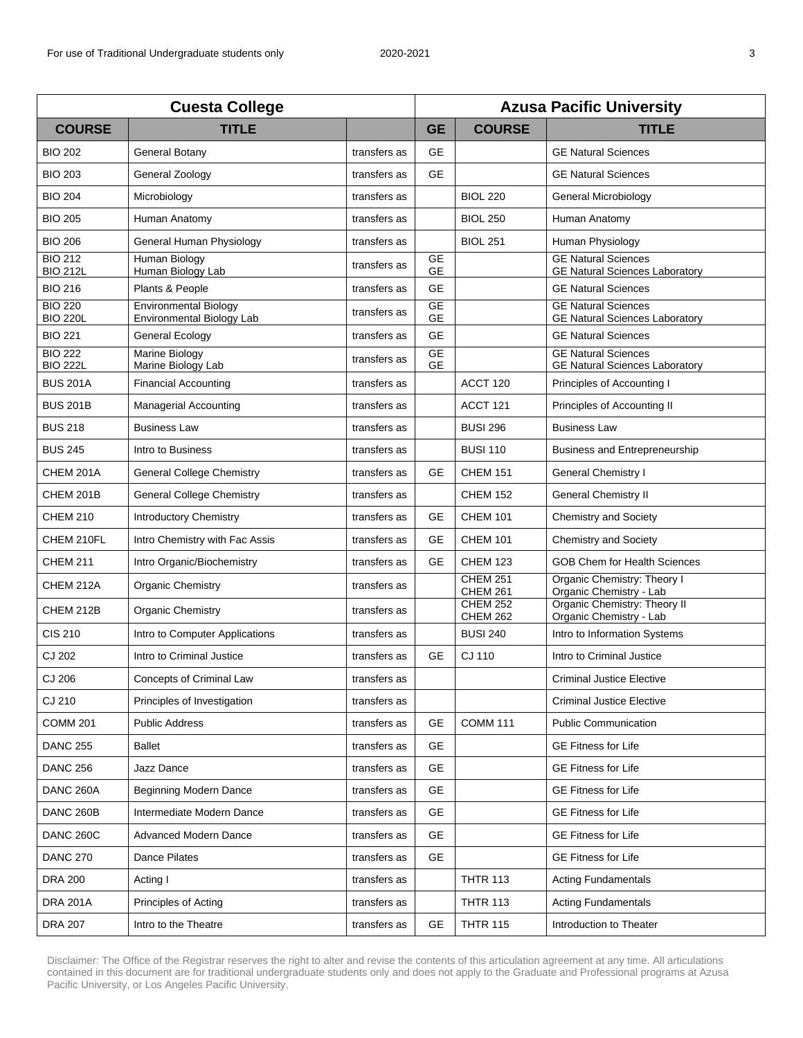| Cuesta College | | | Azusa Pacific University | | |
|---|---|---|---|---|---|
| **COURSE** | **TITLE** | | **GE** | **COURSE** | **TITLE** |
| BIO 202 | General Botany | transfers as | GE | | GE Natural Sciences |
| BIO 203 | General Zoology | transfers as | GE | | GE Natural Sciences |
| BIO 204 | Microbiology | transfers as | | BIOL 220 | General Microbiology |
| BIO 205 | Human Anatomy | transfers as | | BIOL 250 | Human Anatomy |
| BIO 206 | General Human Physiology | transfers as | | BIOL 251 | Human Physiology |
| BIO 212<br>BIO 212L | Human Biology<br>Human Biology Lab | transfers as | GE<br>GE | | GE Natural Sciences<br>GE Natural Sciences Laboratory |
| BIO 216 | Plants & People | transfers as | GE | | GE Natural Sciences |
| BIO 220<br>BIO 220L | Environmental Biology<br>Environmental Biology Lab | transfers as | GE<br>GE | | GE Natural Sciences<br>GE Natural Sciences Laboratory |
| BIO 221 | General Ecology | transfers as | GE | | GE Natural Sciences |
| BIO 222<br>BIO 222L | Marine Biology<br>Marine Biology Lab | transfers as | GE<br>GE | | GE Natural Sciences<br>GE Natural Sciences Laboratory |
| BUS 201A | Financial Accounting | transfers as | | ACCT 120 | Principles of Accounting I |
| BUS 201B | Managerial Accounting | transfers as | | ACCT 121 | Principles of Accounting II |
| BUS 218 | Business Law | transfers as | | BUSI 296 | Business Law |
| BUS 245 | Intro to Business | transfers as | | BUSI 110 | Business and Entrepreneurship |
| CHEM 201A | General College Chemistry | transfers as | GE | CHEM 151 | General Chemistry I |
| CHEM 201B | General College Chemistry | transfers as | | CHEM 152 | General Chemistry II |
| CHEM 210 | Introductory Chemistry | transfers as | GE | CHEM 101 | Chemistry and Society |
| CHEM 210FL | Intro Chemistry with Fac Assis | transfers as | GE | CHEM 101 | Chemistry and Society |
| CHEM 211 | Intro Organic/Biochemistry | transfers as | GE | CHEM 123 | GOB Chem for Health Sciences |
| CHEM 212A | Organic Chemistry | transfers as | | CHEM 251<br>CHEM 261 | Organic Chemistry: Theory I<br>Organic Chemistry - Lab |
| CHEM 212B | Organic Chemistry | transfers as | | CHEM 252<br>CHEM 262 | Organic Chemistry: Theory II<br>Organic Chemistry - Lab |
| CIS 210 | Intro to Computer Applications | transfers as | | BUSI 240 | Intro to Information Systems |
| CJ 202 | Intro to Criminal Justice | transfers as | GE | CJ 110 | Intro to Criminal Justice |
| CJ 206 | Concepts of Criminal Law | transfers as | | | Criminal Justice Elective |
| CJ 210 | Principles of Investigation | transfers as | | | Criminal Justice Elective |
| COMM 201 | Public Address | transfers as | GE | COMM 111 | Public Communication |
| DANC 255 | Ballet | transfers as | GE | | GE Fitness for Life |
| DANC 256 | Jazz Dance | transfers as | GE | | GE Fitness for Life |
| DANC 260A | Beginning Modern Dance | transfers as | GE | | GE Fitness for Life |
| DANC 260B | Intermediate Modern Dance | transfers as | GE | | GE Fitness for Life |
| DANC 260C | Advanced Modern Dance | transfers as | GE | | GE Fitness for Life |
| DANC 270 | Dance Pilates | transfers as | GE | | GE Fitness for Life |
| DRA 200 | Acting I | transfers as | | THTR 113 | Acting Fundamentals |
| DRA 201A | Principles of Acting | transfers as | | THTR 113 | Acting Fundamentals |
| DRA 207 | Intro to the Theatre | transfers as | GE | THTR 115 | Introduction to Theater |

Disclaimer: The Office of the Registrar reserves the right to alter and revise the contents of this articulation agreement at any time. All articulations contained in this document are for traditional undergraduate students only and does not apply to the Graduate and Professional programs at Azusa Pacific University, or Los Angeles Pacific University.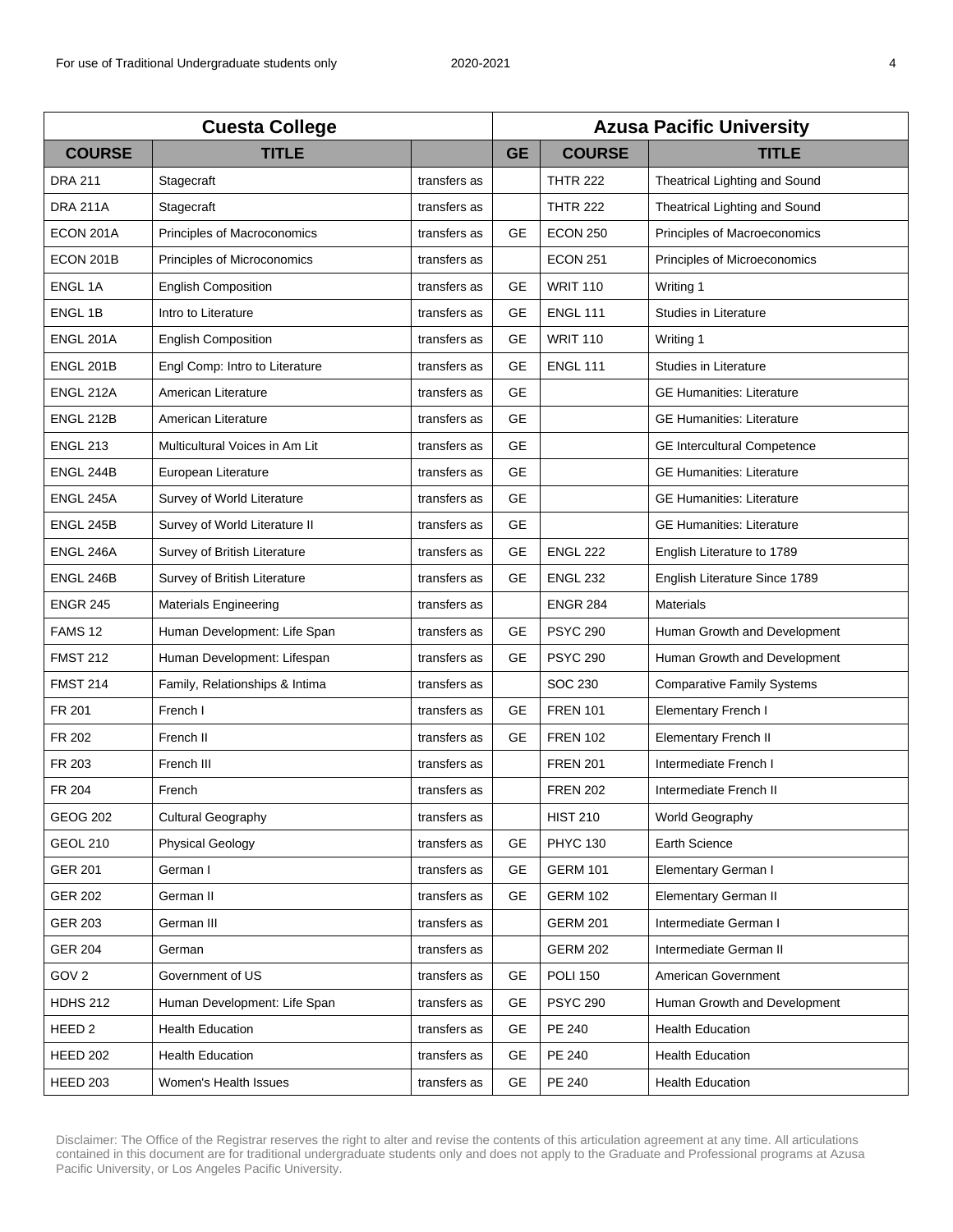| Cuesta College | | | Azusa Pacific University | | |
|---|---|---|---|---|---|
| **COURSE** | **TITLE** | | **GE** | **COURSE** | **TITLE** |
| DRA 211 | Stagecraft | transfers as | | THTR 222 | Theatrical Lighting and Sound |
| DRA 211A | Stagecraft | transfers as | | THTR 222 | Theatrical Lighting and Sound |
| ECON 201A | Principles of Macroconomics | transfers as | GE | ECON 250 | Principles of Macroeconomics |
| ECON 201B | Principles of Microconomics | transfers as | | ECON 251 | Principles of Microeconomics |
| ENGL 1A | English Composition | transfers as | GE | WRIT 110 | Writing 1 |
| ENGL 1B | Intro to Literature | transfers as | GE | ENGL 111 | Studies in Literature |
| ENGL 201A | English Composition | transfers as | GE | WRIT 110 | Writing 1 |
| ENGL 201B | Engl Comp: Intro to Literature | transfers as | GE | ENGL 111 | Studies in Literature |
| ENGL 212A | American Literature | transfers as | GE | | GE Humanities: Literature |
| ENGL 212B | American Literature | transfers as | GE | | GE Humanities: Literature |
| ENGL 213 | Multicultural Voices in Am Lit | transfers as | GE | | GE Intercultural Competence |
| ENGL 244B | European Literature | transfers as | GE | | GE Humanities: Literature |
| ENGL 245A | Survey of World Literature | transfers as | GE | | GE Humanities: Literature |
| ENGL 245B | Survey of World Literature II | transfers as | GE | | GE Humanities: Literature |
| ENGL 246A | Survey of British Literature | transfers as | GE | ENGL 222 | English Literature to 1789 |
| ENGL 246B | Survey of British Literature | transfers as | GE | ENGL 232 | English Literature Since 1789 |
| ENGR 245 | Materials Engineering | transfers as | | ENGR 284 | Materials |
| FAMS 12 | Human Development: Life Span | transfers as | GE | PSYC 290 | Human Growth and Development |
| FMST 212 | Human Development: Lifespan | transfers as | GE | PSYC 290 | Human Growth and Development |
| FMST 214 | Family, Relationships & Intima | transfers as | | SOC 230 | Comparative Family Systems |
| FR 201 | French I | transfers as | GE | FREN 101 | Elementary French I |
| FR 202 | French II | transfers as | GE | FREN 102 | Elementary French II |
| FR 203 | French III | transfers as | | FREN 201 | Intermediate French I |
| FR 204 | French | transfers as | | FREN 202 | Intermediate French II |
| GEOG 202 | Cultural Geography | transfers as | | HIST 210 | World Geography |
| GEOL 210 | Physical Geology | transfers as | GE | PHYC 130 | Earth Science |
| GER 201 | German I | transfers as | GE | GERM 101 | Elementary German I |
| GER 202 | German II | transfers as | GE | GERM 102 | Elementary German II |
| GER 203 | German III | transfers as | | GERM 201 | Intermediate German I |
| GER 204 | German | transfers as | | GERM 202 | Intermediate German II |
| GOV 2 | Government of US | transfers as | GE | POLI 150 | American Government |
| HDHS 212 | Human Development: Life Span | transfers as | GE | PSYC 290 | Human Growth and Development |
| HEED 2 | Health Education | transfers as | GE | PE 240 | Health Education |
| HEED 202 | Health Education | transfers as | GE | PE 240 | Health Education |
| HEED 203 | Women's Health Issues | transfers as | GE | PE 240 | Health Education |

Disclaimer: The Office of the Registrar reserves the right to alter and revise the contents of this articulation agreement at any time. All articulations contained in this document are for traditional undergraduate students only and does not apply to the Graduate and Professional programs at Azusa Pacific University, or Los Angeles Pacific University.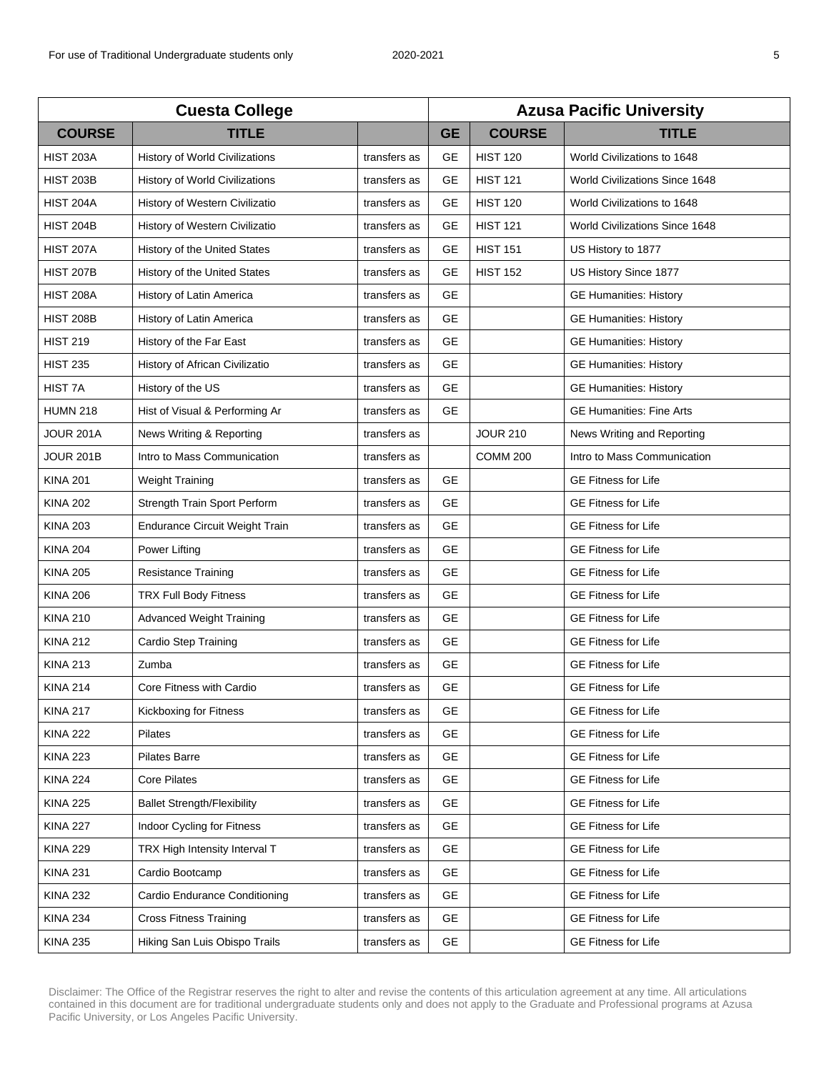| Cuesta College | | | Azusa Pacific University | | |
|---|---|---|---|---|---|
| **COURSE** | **TITLE** | | **GE** | **COURSE** | **TITLE** |
| HIST 203A | History of World Civilizations | transfers as | GE | HIST 120 | World Civilizations to 1648 |
| HIST 203B | History of World Civilizations | transfers as | GE | HIST 121 | World Civilizations Since 1648 |
| HIST 204A | History of Western Civilizatio | transfers as | GE | HIST 120 | World Civilizations to 1648 |
| HIST 204B | History of Western Civilizatio | transfers as | GE | HIST 121 | World Civilizations Since 1648 |
| HIST 207A | History of the United States | transfers as | GE | HIST 151 | US History to 1877 |
| HIST 207B | History of the United States | transfers as | GE | HIST 152 | US History Since 1877 |
| HIST 208A | History of Latin America | transfers as | GE | | GE Humanities: History |
| HIST 208B | History of Latin America | transfers as | GE | | GE Humanities: History |
| HIST 219 | History of the Far East | transfers as | GE | | GE Humanities: History |
| HIST 235 | History of African Civilizatio | transfers as | GE | | GE Humanities: History |
| HIST 7A | History of the US | transfers as | GE | | GE Humanities: History |
| HUMN 218 | Hist of Visual & Performing Ar | transfers as | GE | | GE Humanities: Fine Arts |
| JOUR 201A | News Writing & Reporting | transfers as | | JOUR 210 | News Writing and Reporting |
| JOUR 201B | Intro to Mass Communication | transfers as | | COMM 200 | Intro to Mass Communication |
| KINA 201 | Weight Training | transfers as | GE | | GE Fitness for Life |
| KINA 202 | Strength Train Sport Perform | transfers as | GE | | GE Fitness for Life |
| KINA 203 | Endurance Circuit Weight Train | transfers as | GE | | GE Fitness for Life |
| KINA 204 | Power Lifting | transfers as | GE | | GE Fitness for Life |
| KINA 205 | Resistance Training | transfers as | GE | | GE Fitness for Life |
| KINA 206 | TRX Full Body Fitness | transfers as | GE | | GE Fitness for Life |
| KINA 210 | Advanced Weight Training | transfers as | GE | | GE Fitness for Life |
| KINA 212 | Cardio Step Training | transfers as | GE | | GE Fitness for Life |
| KINA 213 | Zumba | transfers as | GE | | GE Fitness for Life |
| KINA 214 | Core Fitness with Cardio | transfers as | GE | | GE Fitness for Life |
| KINA 217 | Kickboxing for Fitness | transfers as | GE | | GE Fitness for Life |
| KINA 222 | Pilates | transfers as | GE | | GE Fitness for Life |
| KINA 223 | Pilates Barre | transfers as | GE | | GE Fitness for Life |
| KINA 224 | Core Pilates | transfers as | GE | | GE Fitness for Life |
| KINA 225 | Ballet Strength/Flexibility | transfers as | GE | | GE Fitness for Life |
| KINA 227 | Indoor Cycling for Fitness | transfers as | GE | | GE Fitness for Life |
| KINA 229 | TRX High Intensity Interval T | transfers as | GE | | GE Fitness for Life |
| KINA 231 | Cardio Bootcamp | transfers as | GE | | GE Fitness for Life |
| KINA 232 | Cardio Endurance Conditioning | transfers as | GE | | GE Fitness for Life |
| KINA 234 | Cross Fitness Training | transfers as | GE | | GE Fitness for Life |
| KINA 235 | Hiking San Luis Obispo Trails | transfers as | GE | | GE Fitness for Life |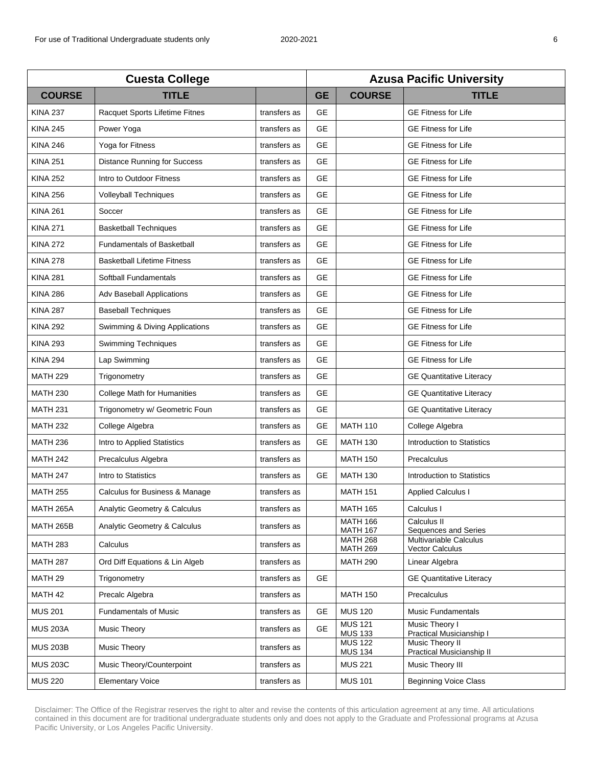| Cuesta College | | | Azusa Pacific University | | |
|---|---|---|---|---|---|
| **COURSE** | **TITLE** | | **GE** | **COURSE** | **TITLE** |
| KINA 237 | Racquet Sports Lifetime Fitnes | transfers as | GE | | GE Fitness for Life |
| KINA 245 | Power Yoga | transfers as | GE | | GE Fitness for Life |
| KINA 246 | Yoga for Fitness | transfers as | GE | | GE Fitness for Life |
| KINA 251 | Distance Running for Success | transfers as | GE | | GE Fitness for Life |
| KINA 252 | Intro to Outdoor Fitness | transfers as | GE | | GE Fitness for Life |
| KINA 256 | Volleyball Techniques | transfers as | GE | | GE Fitness for Life |
| KINA 261 | Soccer | transfers as | GE | | GE Fitness for Life |
| KINA 271 | Basketball Techniques | transfers as | GE | | GE Fitness for Life |
| KINA 272 | Fundamentals of Basketball | transfers as | GE | | GE Fitness for Life |
| KINA 278 | Basketball Lifetime Fitness | transfers as | GE | | GE Fitness for Life |
| KINA 281 | Softball Fundamentals | transfers as | GE | | GE Fitness for Life |
| KINA 286 | Adv Baseball Applications | transfers as | GE | | GE Fitness for Life |
| KINA 287 | Baseball Techniques | transfers as | GE | | GE Fitness for Life |
| KINA 292 | Swimming & Diving Applications | transfers as | GE | | GE Fitness for Life |
| KINA 293 | Swimming Techniques | transfers as | GE | | GE Fitness for Life |
| KINA 294 | Lap Swimming | transfers as | GE | | GE Fitness for Life |
| MATH 229 | Trigonometry | transfers as | GE | | GE Quantitative Literacy |
| MATH 230 | College Math for Humanities | transfers as | GE | | GE Quantitative Literacy |
| MATH 231 | Trigonometry w/ Geometric Foun | transfers as | GE | | GE Quantitative Literacy |
| MATH 232 | College Algebra | transfers as | GE | MATH 110 | College Algebra |
| MATH 236 | Intro to Applied Statistics | transfers as | GE | MATH 130 | Introduction to Statistics |
| MATH 242 | Precalculus Algebra | transfers as | | MATH 150 | Precalculus |
| MATH 247 | Intro to Statistics | transfers as | GE | MATH 130 | Introduction to Statistics |
| MATH 255 | Calculus for Business & Manage | transfers as | | MATH 151 | Applied Calculus I |
| MATH 265A | Analytic Geometry & Calculus | transfers as | | MATH 165 | Calculus I |
| MATH 265B | Analytic Geometry & Calculus | transfers as | | MATH 166<br>MATH 167 | Calculus II<br>Sequences and Series |
| MATH 283 | Calculus | transfers as | | MATH 268<br>MATH 269 | Multivariable Calculus<br>Vector Calculus |
| MATH 287 | Ord Diff Equations & Lin Algeb | transfers as | | MATH 290 | Linear Algebra |
| MATH 29 | Trigonometry | transfers as | GE | | GE Quantitative Literacy |
| MATH 42 | Precalc Algebra | transfers as | | MATH 150 | Precalculus |
| MUS 201 | Fundamentals of Music | transfers as | GE | MUS 120 | Music Fundamentals |
| MUS 203A | Music Theory | transfers as | GE | MUS 121<br>MUS 133 | Music Theory I<br>Practical Musicianship I |
| MUS 203B | Music Theory | transfers as | | MUS 122<br>MUS 134 | Music Theory II<br>Practical Musicianship II |
| MUS 203C | Music Theory/Counterpoint | transfers as | | MUS 221 | Music Theory III |
| MUS 220 | Elementary Voice | transfers as | | MUS 101 | Beginning Voice Class |

Disclaimer: The Office of the Registrar reserves the right to alter and revise the contents of this articulation agreement at any time. All articulations contained in this document are for traditional undergraduate students only and does not apply to the Graduate and Professional programs at Azusa Pacific University, or Los Angeles Pacific University.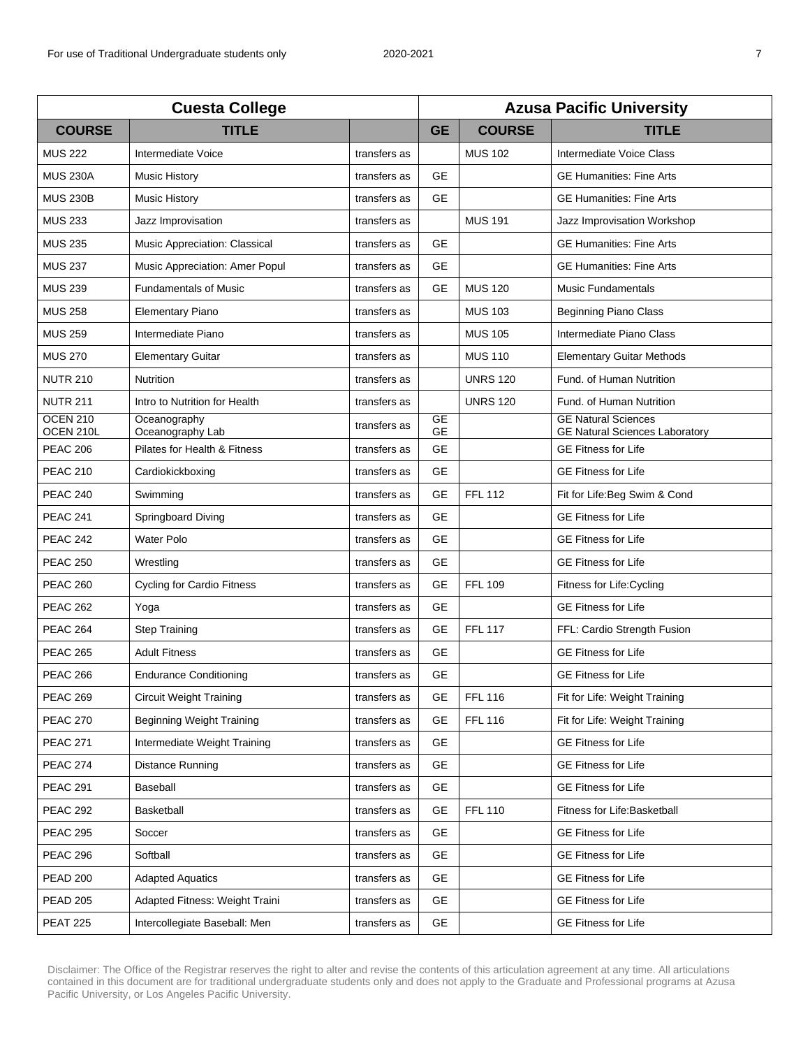| Cuesta College | | | Azusa Pacific University | | |
|---|---|---|---|---|---|
| **COURSE** | **TITLE** | | **GE** | **COURSE** | **TITLE** |
| MUS 222 | Intermediate Voice | transfers as | | MUS 102 | Intermediate Voice Class |
| MUS 230A | Music History | transfers as | GE | | GE Humanities: Fine Arts |
| MUS 230B | Music History | transfers as | GE | | GE Humanities: Fine Arts |
| MUS 233 | Jazz Improvisation | transfers as | | MUS 191 | Jazz Improvisation Workshop |
| MUS 235 | Music Appreciation: Classical | transfers as | GE | | GE Humanities: Fine Arts |
| MUS 237 | Music Appreciation: Amer Popul | transfers as | GE | | GE Humanities: Fine Arts |
| MUS 239 | Fundamentals of Music | transfers as | GE | MUS 120 | Music Fundamentals |
| MUS 258 | Elementary Piano | transfers as | | MUS 103 | Beginning Piano Class |
| MUS 259 | Intermediate Piano | transfers as | | MUS 105 | Intermediate Piano Class |
| MUS 270 | Elementary Guitar | transfers as | | MUS 110 | Elementary Guitar Methods |
| NUTR 210 | Nutrition | transfers as | | UNRS 120 | Fund. of Human Nutrition |
| NUTR 211 | Intro to Nutrition for Health | transfers as | | UNRS 120 | Fund. of Human Nutrition |
| OCEN 210<br>OCEN 210L | Oceanography<br>Oceanography Lab | transfers as | GE<br>GE | | GE Natural Sciences<br>GE Natural Sciences Laboratory |
| PEAC 206 | Pilates for Health & Fitness | transfers as | GE | | GE Fitness for Life |
| PEAC 210 | Cardiokickboxing | transfers as | GE | | GE Fitness for Life |
| PEAC 240 | Swimming | transfers as | GE | FFL 112 | Fit for Life:Beg Swim & Cond |
| PEAC 241 | Springboard Diving | transfers as | GE | | GE Fitness for Life |
| PEAC 242 | Water Polo | transfers as | GE | | GE Fitness for Life |
| PEAC 250 | Wrestling | transfers as | GE | | GE Fitness for Life |
| PEAC 260 | Cycling for Cardio Fitness | transfers as | GE | FFL 109 | Fitness for Life:Cycling |
| PEAC 262 | Yoga | transfers as | GE | | GE Fitness for Life |
| PEAC 264 | Step Training | transfers as | GE | FFL 117 | FFL: Cardio Strength Fusion |
| PEAC 265 | Adult Fitness | transfers as | GE | | GE Fitness for Life |
| PEAC 266 | Endurance Conditioning | transfers as | GE | | GE Fitness for Life |
| PEAC 269 | Circuit Weight Training | transfers as | GE | FFL 116 | Fit for Life: Weight Training |
| PEAC 270 | Beginning Weight Training | transfers as | GE | FFL 116 | Fit for Life: Weight Training |
| PEAC 271 | Intermediate Weight Training | transfers as | GE | | GE Fitness for Life |
| PEAC 274 | Distance Running | transfers as | GE | | GE Fitness for Life |
| PEAC 291 | Baseball | transfers as | GE | | GE Fitness for Life |
| PEAC 292 | Basketball | transfers as | GE | FFL 110 | Fitness for Life:Basketball |
| PEAC 295 | Soccer | transfers as | GE | | GE Fitness for Life |
| PEAC 296 | Softball | transfers as | GE | | GE Fitness for Life |
| PEAD 200 | Adapted Aquatics | transfers as | GE | | GE Fitness for Life |
| PEAD 205 | Adapted Fitness: Weight Traini | transfers as | GE | | GE Fitness for Life |
| PEAT 225 | Intercollegiate Baseball: Men | transfers as | GE | | GE Fitness for Life |

Disclaimer: The Office of the Registrar reserves the right to alter and revise the contents of this articulation agreement at any time. All articulations contained in this document are for traditional undergraduate students only and does not apply to the Graduate and Professional programs at Azusa Pacific University, or Los Angeles Pacific University.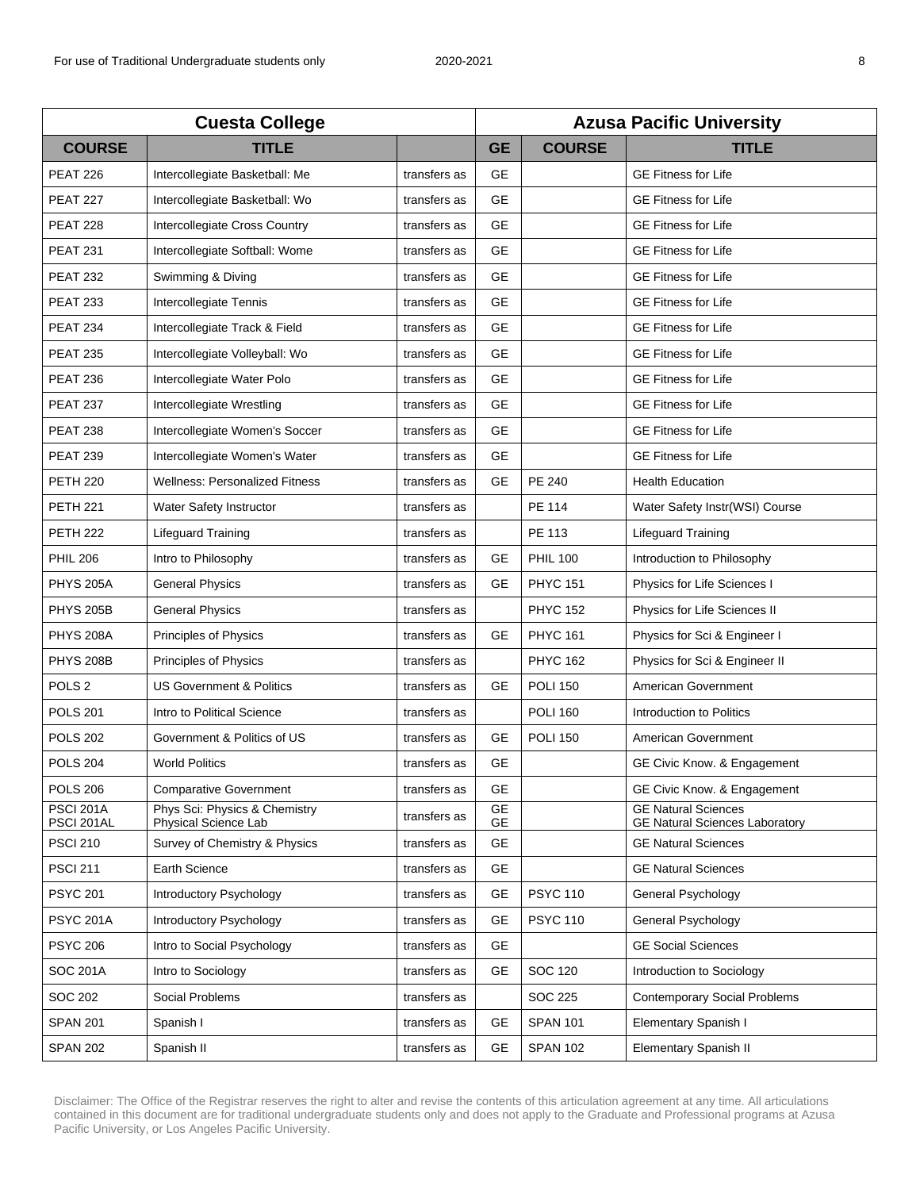| Cuesta College | | | Azusa Pacific University | | |
|---|---|---|---|---|---|
| **COURSE** | **TITLE** | | **GE** | **COURSE** | **TITLE** |
| PEAT 226 | Intercollegiate Basketball: Me | transfers as | GE | | GE Fitness for Life |
| PEAT 227 | Intercollegiate Basketball: Wo | transfers as | GE | | GE Fitness for Life |
| PEAT 228 | Intercollegiate Cross Country | transfers as | GE | | GE Fitness for Life |
| PEAT 231 | Intercollegiate Softball: Wome | transfers as | GE | | GE Fitness for Life |
| PEAT 232 | Swimming & Diving | transfers as | GE | | GE Fitness for Life |
| PEAT 233 | Intercollegiate Tennis | transfers as | GE | | GE Fitness for Life |
| PEAT 234 | Intercollegiate Track & Field | transfers as | GE | | GE Fitness for Life |
| PEAT 235 | Intercollegiate Volleyball: Wo | transfers as | GE | | GE Fitness for Life |
| PEAT 236 | Intercollegiate Water Polo | transfers as | GE | | GE Fitness for Life |
| PEAT 237 | Intercollegiate Wrestling | transfers as | GE | | GE Fitness for Life |
| PEAT 238 | Intercollegiate Women's Soccer | transfers as | GE | | GE Fitness for Life |
| PEAT 239 | Intercollegiate Women's Water | transfers as | GE | | GE Fitness for Life |
| PETH 220 | Wellness: Personalized Fitness | transfers as | GE | PE 240 | Health Education |
| PETH 221 | Water Safety Instructor | transfers as | | PE 114 | Water Safety Instr(WSI) Course |
| PETH 222 | Lifeguard Training | transfers as | | PE 113 | Lifeguard Training |
| PHIL 206 | Intro to Philosophy | transfers as | GE | PHIL 100 | Introduction to Philosophy |
| PHYS 205A | General Physics | transfers as | GE | PHYC 151 | Physics for Life Sciences I |
| PHYS 205B | General Physics | transfers as | | PHYC 152 | Physics for Life Sciences II |
| PHYS 208A | Principles of Physics | transfers as | GE | PHYC 161 | Physics for Sci & Engineer I |
| PHYS 208B | Principles of Physics | transfers as | | PHYC 162 | Physics for Sci & Engineer II |
| POLS 2 | US Government & Politics | transfers as | GE | POLI 150 | American Government |
| POLS 201 | Intro to Political Science | transfers as | | POLI 160 | Introduction to Politics |
| POLS 202 | Government & Politics of US | transfers as | GE | POLI 150 | American Government |
| POLS 204 | World Politics | transfers as | GE | | GE Civic Know. & Engagement |
| POLS 206 | Comparative Government | transfers as | GE | | GE Civic Know. & Engagement |
| PSCI 201A<br>PSCI 201AL | Phys Sci: Physics & Chemistry<br>Physical Science Lab | transfers as | GE<br>GE | | GE Natural Sciences<br>GE Natural Sciences Laboratory |
| PSCI 210 | Survey of Chemistry & Physics | transfers as | GE | | GE Natural Sciences |
| PSCI 211 | Earth Science | transfers as | GE | | GE Natural Sciences |
| PSYC 201 | Introductory Psychology | transfers as | GE | PSYC 110 | General Psychology |
| PSYC 201A | Introductory Psychology | transfers as | GE | PSYC 110 | General Psychology |
| PSYC 206 | Intro to Social Psychology | transfers as | GE | | GE Social Sciences |
| SOC 201A | Intro to Sociology | transfers as | GE | SOC 120 | Introduction to Sociology |
| SOC 202 | Social Problems | transfers as | | SOC 225 | Contemporary Social Problems |
| SPAN 201 | Spanish I | transfers as | GE | SPAN 101 | Elementary Spanish I |
| SPAN 202 | Spanish II | transfers as | GE | SPAN 102 | Elementary Spanish II |

Disclaimer: The Office of the Registrar reserves the right to alter and revise the contents of this articulation agreement at any time. All articulations contained in this document are for traditional undergraduate students only and does not apply to the Graduate and Professional programs at Azusa Pacific University, or Los Angeles Pacific University.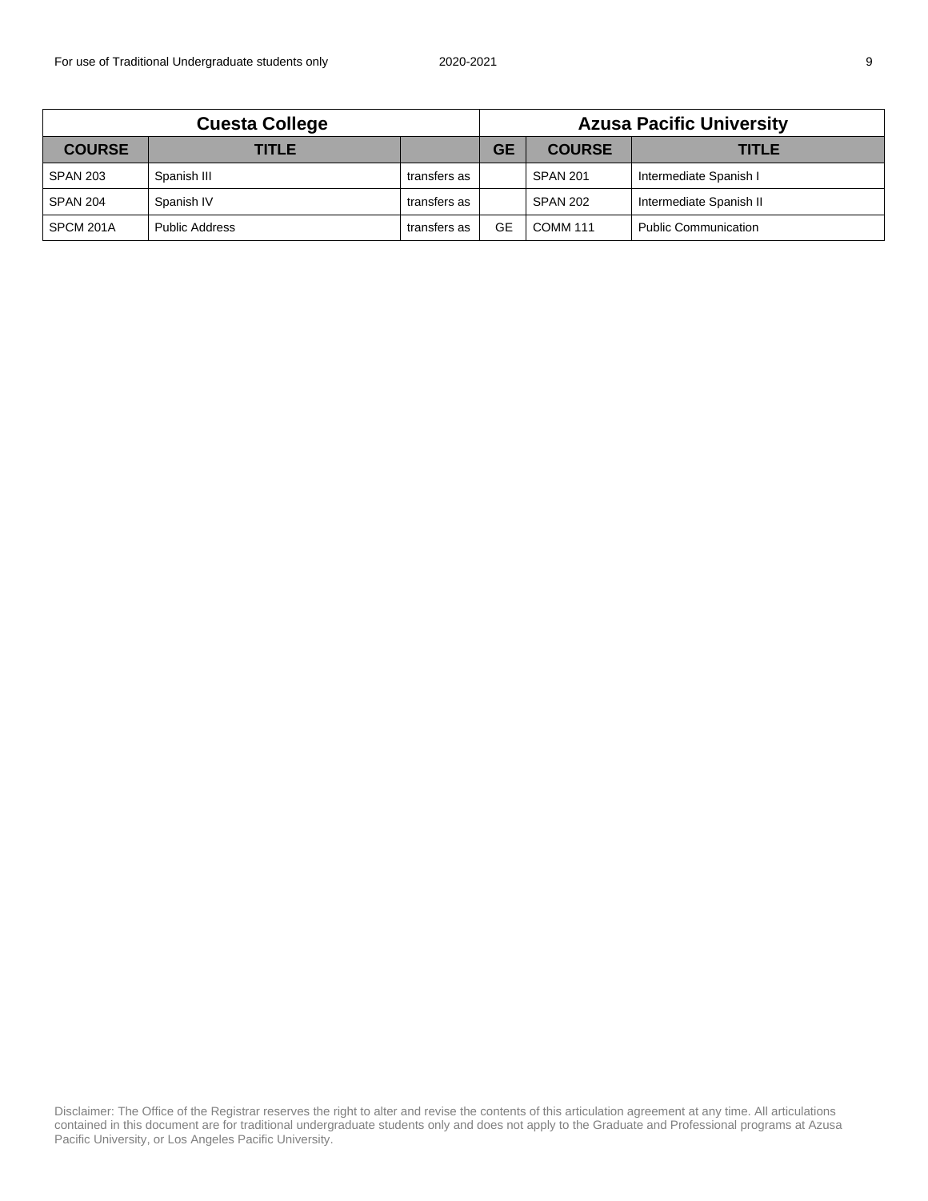| Cuesta College | | | Azusa Pacific University | | |
|---|---|---|---|---|---|
| **COURSE** | **TITLE** | | **GE** | **COURSE** | **TITLE** |
| SPAN 203 | Spanish III | transfers as | | SPAN 201 | Intermediate Spanish I |
| SPAN 204 | Spanish IV | transfers as | | SPAN 202 | Intermediate Spanish II |
| SPCM 201A | Public Address | transfers as | GE | COMM 111 | Public Communication |

Disclaimer: The Office of the Registrar reserves the right to alter and revise the contents of this articulation agreement at any time. All articulations contained in this document are for traditional undergraduate students only and does not apply to the Graduate and Professional programs at Azusa Pacific University, or Los Angeles Pacific University.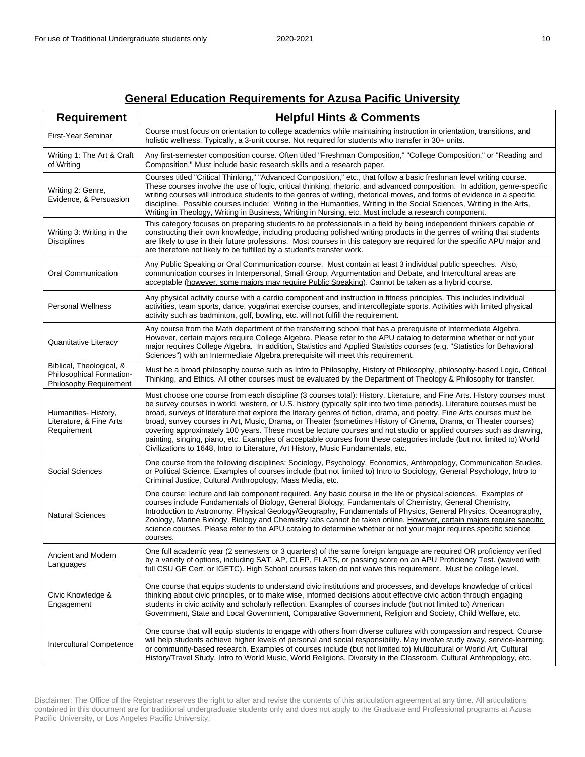## General Education Requirements for Azusa Pacific University

| Requirement | Helpful Hints & Comments |
|---|---|
| First-Year Seminar | Course must focus on orientation to college academics while maintaining instruction in orientation, transitions, and holistic wellness. Typically, a 3-unit course. Not required for students who transfer in 30+ units. |
| Writing 1: The Art & Craft of Writing | Any first-semester composition course. Often titled "Freshman Composition," "College Composition," or "Reading and Composition." Must include basic research skills and a research paper. |
| Writing 2: Genre, Evidence, & Persuasion | Courses titled "Critical Thinking," "Advanced Composition," etc., that follow a basic freshman level writing course. These courses involve the use of logic, critical thinking, rhetoric, and advanced composition. In addition, genre-specific writing courses will introduce students to the genres of writing, rhetorical moves, and forms of evidence in a specific discipline. Possible courses include: Writing in the Humanities, Writing in the Social Sciences, Writing in the Arts, Writing in Theology, Writing in Business, Writing in Nursing, etc. Must include a research component. |
| Writing 3: Writing in the Disciplines | This category focuses on preparing students to be professionals in a field by being independent thinkers capable of constructing their own knowledge, including producing polished writing products in the genres of writing that students are likely to use in their future professions. Most courses in this category are required for the specific APU major and are therefore not likely to be fulfilled by a student's transfer work. |
| Oral Communication | Any Public Speaking or Oral Communication course. Must contain at least 3 individual public speeches. Also, communication courses in Interpersonal, Small Group, Argumentation and Debate, and Intercultural areas are acceptable (<u>however, some majors may require Public Speaking</u>). Cannot be taken as a hybrid course. |
| Personal Wellness | Any physical activity course with a cardio component and instruction in fitness principles. This includes individual activities, team sports, dance, yoga/mat exercise courses, and intercollegiate sports. Activities with limited physical activity such as badminton, golf, bowling, etc. will not fulfill the requirement. |
| Quantitative Literacy | Any course from the Math department of the transferring school that has a prerequisite of Intermediate Algebra. <u>However, certain majors require College Algebra.</u> Please refer to the APU catalog to determine whether or not your major requires College Algebra. In addition, Statistics and Applied Statistics courses (e.g. "Statistics for Behavioral Sciences") with an Intermediate Algebra prerequisite will meet this requirement. |
| Biblical, Theological, & Philosophical Formation- Philosophy Requirement | Must be a broad philosophy course such as Intro to Philosophy, History of Philosophy, philosophy-based Logic, Critical Thinking, and Ethics. All other courses must be evaluated by the Department of Theology & Philosophy for transfer. |
| Humanities- History, Literature, & Fine Arts Requirement | Must choose one course from each discipline (3 courses total): History, Literature, and Fine Arts. History courses must be survey courses in world, western, or U.S. history (typically split into two time periods). Literature courses must be broad, surveys of literature that explore the literary genres of fiction, drama, and poetry. Fine Arts courses must be broad, survey courses in Art, Music, Drama, or Theater (sometimes History of Cinema, Drama, or Theater courses) covering approximately 100 years. These must be lecture courses and not studio or applied courses such as drawing, painting, singing, piano, etc. Examples of acceptable courses from these categories include (but not limited to) World Civilizations to 1648, Intro to Literature, Art History, Music Fundamentals, etc. |
| Social Sciences | One course from the following disciplines: Sociology, Psychology, Economics, Anthropology, Communication Studies, or Political Science. Examples of courses include (but not limited to) Intro to Sociology, General Psychology, Intro to Criminal Justice, Cultural Anthropology, Mass Media, etc. |
| Natural Sciences | One course: lecture and lab component required. Any basic course in the life or physical sciences. Examples of courses include Fundamentals of Biology, General Biology, Fundamentals of Chemistry, General Chemistry, Introduction to Astronomy, Physical Geology/Geography, Fundamentals of Physics, General Physics, Oceanography, Zoology, Marine Biology. Biology and Chemistry labs cannot be taken online. <u>However, certain majors require specific science courses.</u> Please refer to the APU catalog to determine whether or not your major requires specific science courses. |
| Ancient and Modern Languages | One full academic year (2 semesters or 3 quarters) of the same foreign language are required OR proficiency verified by a variety of options, including SAT, AP, CLEP, FLATS, or passing score on an APU Proficiency Test. (waived with full CSU GE Cert. or IGETC). High School courses taken do not waive this requirement. Must be college level. |
| Civic Knowledge & Engagement | One course that equips students to understand civic institutions and processes, and develops knowledge of critical thinking about civic principles, or to make wise, informed decisions about effective civic action through engaging students in civic activity and scholarly reflection. Examples of courses include (but not limited to) American Government, State and Local Government, Comparative Government, Religion and Society, Child Welfare, etc. |
| Intercultural Competence | One course that will equip students to engage with others from diverse cultures with compassion and respect. Course will help students achieve higher levels of personal and social responsibility. May involve study away, service-learning, or community-based research. Examples of courses include (but not limited to) Multicultural or World Art, Cultural History/Travel Study, Intro to World Music, World Religions, Diversity in the Classroom, Cultural Anthropology, etc. |

Disclaimer: The Office of the Registrar reserves the right to alter and revise the contents of this articulation agreement at any time. All articulations contained in this document are for traditional undergraduate students only and does not apply to the Graduate and Professional programs at Azusa Pacific University, or Los Angeles Pacific University.